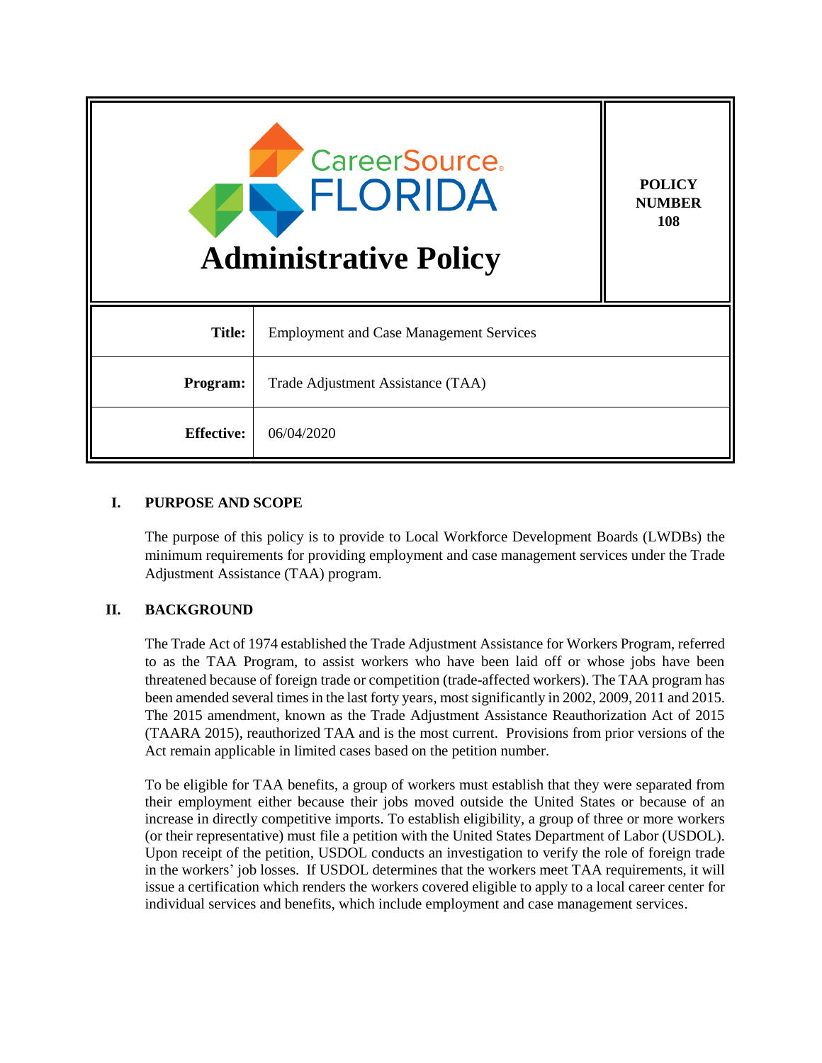CareerSource FLORIDA

# Administrative Policy

**POLICY NUMBER 108**

| | |
|---|---|
| **Title:** | Employment and Case Management Services |
| **Program:** | Trade Adjustment Assistance (TAA) |
| **Effective:** | 06/04/2020 |

## I. PURPOSE AND SCOPE

The purpose of this policy is to provide to Local Workforce Development Boards (LWDBs) the minimum requirements for providing employment and case management services under the Trade Adjustment Assistance (TAA) program.

## II. BACKGROUND

The Trade Act of 1974 established the Trade Adjustment Assistance for Workers Program, referred to as the TAA Program, to assist workers who have been laid off or whose jobs have been threatened because of foreign trade or competition (trade-affected workers). The TAA program has been amended several times in the last forty years, most significantly in 2002, 2009, 2011 and 2015. The 2015 amendment, known as the Trade Adjustment Assistance Reauthorization Act of 2015 (TAARA 2015), reauthorized TAA and is the most current. Provisions from prior versions of the Act remain applicable in limited cases based on the petition number.

To be eligible for TAA benefits, a group of workers must establish that they were separated from their employment either because their jobs moved outside the United States or because of an increase in directly competitive imports. To establish eligibility, a group of three or more workers (or their representative) must file a petition with the United States Department of Labor (USDOL). Upon receipt of the petition, USDOL conducts an investigation to verify the role of foreign trade in the workers' job losses. If USDOL determines that the workers meet TAA requirements, it will issue a certification which renders the workers covered eligible to apply to a local career center for individual services and benefits, which include employment and case management services.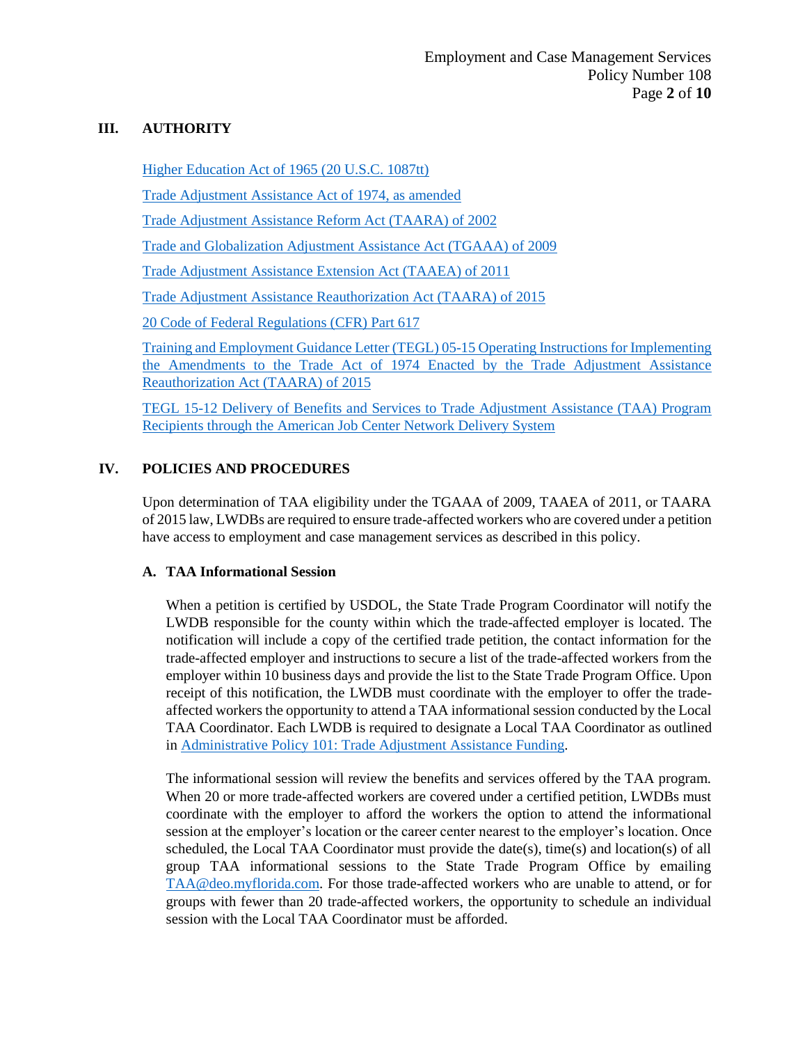## III. AUTHORITY

Higher Education Act of 1965 (20 U.S.C. 1087tt)

Trade Adjustment Assistance Act of 1974, as amended

Trade Adjustment Assistance Reform Act (TAARA) of 2002

Trade and Globalization Adjustment Assistance Act (TGAAA) of 2009

Trade Adjustment Assistance Extension Act (TAAEA) of 2011

Trade Adjustment Assistance Reauthorization Act (TAARA) of 2015

20 Code of Federal Regulations (CFR) Part 617

Training and Employment Guidance Letter (TEGL) 05-15 Operating Instructions for Implementing the Amendments to the Trade Act of 1974 Enacted by the Trade Adjustment Assistance Reauthorization Act (TAARA) of 2015

TEGL 15-12 Delivery of Benefits and Services to Trade Adjustment Assistance (TAA) Program Recipients through the American Job Center Network Delivery System

## IV. POLICIES AND PROCEDURES

Upon determination of TAA eligibility under the TGAAA of 2009, TAAEA of 2011, or TAARA of 2015 law, LWDBs are required to ensure trade-affected workers who are covered under a petition have access to employment and case management services as described in this policy.

### A. TAA Informational Session

When a petition is certified by USDOL, the State Trade Program Coordinator will notify the LWDB responsible for the county within which the trade-affected employer is located. The notification will include a copy of the certified trade petition, the contact information for the trade-affected employer and instructions to secure a list of the trade-affected workers from the employer within 10 business days and provide the list to the State Trade Program Office. Upon receipt of this notification, the LWDB must coordinate with the employer to offer the trade-affected workers the opportunity to attend a TAA informational session conducted by the Local TAA Coordinator. Each LWDB is required to designate a Local TAA Coordinator as outlined in Administrative Policy 101: Trade Adjustment Assistance Funding.

The informational session will review the benefits and services offered by the TAA program. When 20 or more trade-affected workers are covered under a certified petition, LWDBs must coordinate with the employer to afford the workers the option to attend the informational session at the employer's location or the career center nearest to the employer's location. Once scheduled, the Local TAA Coordinator must provide the date(s), time(s) and location(s) of all group TAA informational sessions to the State Trade Program Office by emailing TAA@deo.myflorida.com. For those trade-affected workers who are unable to attend, or for groups with fewer than 20 trade-affected workers, the opportunity to schedule an individual session with the Local TAA Coordinator must be afforded.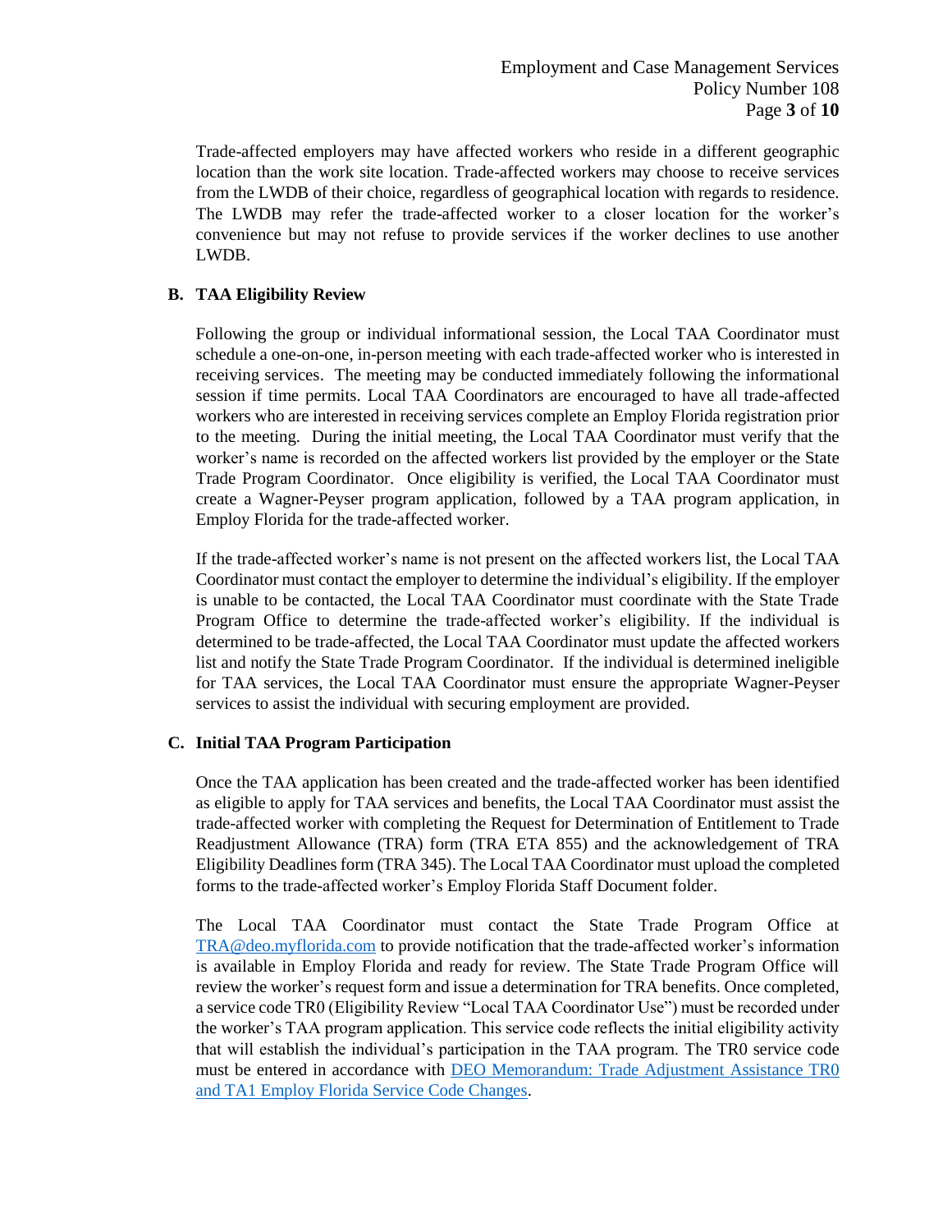Trade-affected employers may have affected workers who reside in a different geographic location than the work site location. Trade-affected workers may choose to receive services from the LWDB of their choice, regardless of geographical location with regards to residence. The LWDB may refer the trade-affected worker to a closer location for the worker's convenience but may not refuse to provide services if the worker declines to use another LWDB.

### B. TAA Eligibility Review

Following the group or individual informational session, the Local TAA Coordinator must schedule a one-on-one, in-person meeting with each trade-affected worker who is interested in receiving services. The meeting may be conducted immediately following the informational session if time permits. Local TAA Coordinators are encouraged to have all trade-affected workers who are interested in receiving services complete an Employ Florida registration prior to the meeting. During the initial meeting, the Local TAA Coordinator must verify that the worker's name is recorded on the affected workers list provided by the employer or the State Trade Program Coordinator. Once eligibility is verified, the Local TAA Coordinator must create a Wagner-Peyser program application, followed by a TAA program application, in Employ Florida for the trade-affected worker.

If the trade-affected worker's name is not present on the affected workers list, the Local TAA Coordinator must contact the employer to determine the individual's eligibility. If the employer is unable to be contacted, the Local TAA Coordinator must coordinate with the State Trade Program Office to determine the trade-affected worker's eligibility. If the individual is determined to be trade-affected, the Local TAA Coordinator must update the affected workers list and notify the State Trade Program Coordinator. If the individual is determined ineligible for TAA services, the Local TAA Coordinator must ensure the appropriate Wagner-Peyser services to assist the individual with securing employment are provided.

### C. Initial TAA Program Participation

Once the TAA application has been created and the trade-affected worker has been identified as eligible to apply for TAA services and benefits, the Local TAA Coordinator must assist the trade-affected worker with completing the Request for Determination of Entitlement to Trade Readjustment Allowance (TRA) form (TRA ETA 855) and the acknowledgement of TRA Eligibility Deadlines form (TRA 345). The Local TAA Coordinator must upload the completed forms to the trade-affected worker's Employ Florida Staff Document folder.

The Local TAA Coordinator must contact the State Trade Program Office at [TRA@deo.myflorida.com](mailto:TRA@deo.myflorida.com) to provide notification that the trade-affected worker's information is available in Employ Florida and ready for review. The State Trade Program Office will review the worker's request form and issue a determination for TRA benefits. Once completed, a service code TR0 (Eligibility Review "Local TAA Coordinator Use") must be recorded under the worker's TAA program application. This service code reflects the initial eligibility activity that will establish the individual's participation in the TAA program. The TR0 service code must be entered in accordance with DEO Memorandum: Trade Adjustment Assistance TR0 and TA1 Employ Florida Service Code Changes.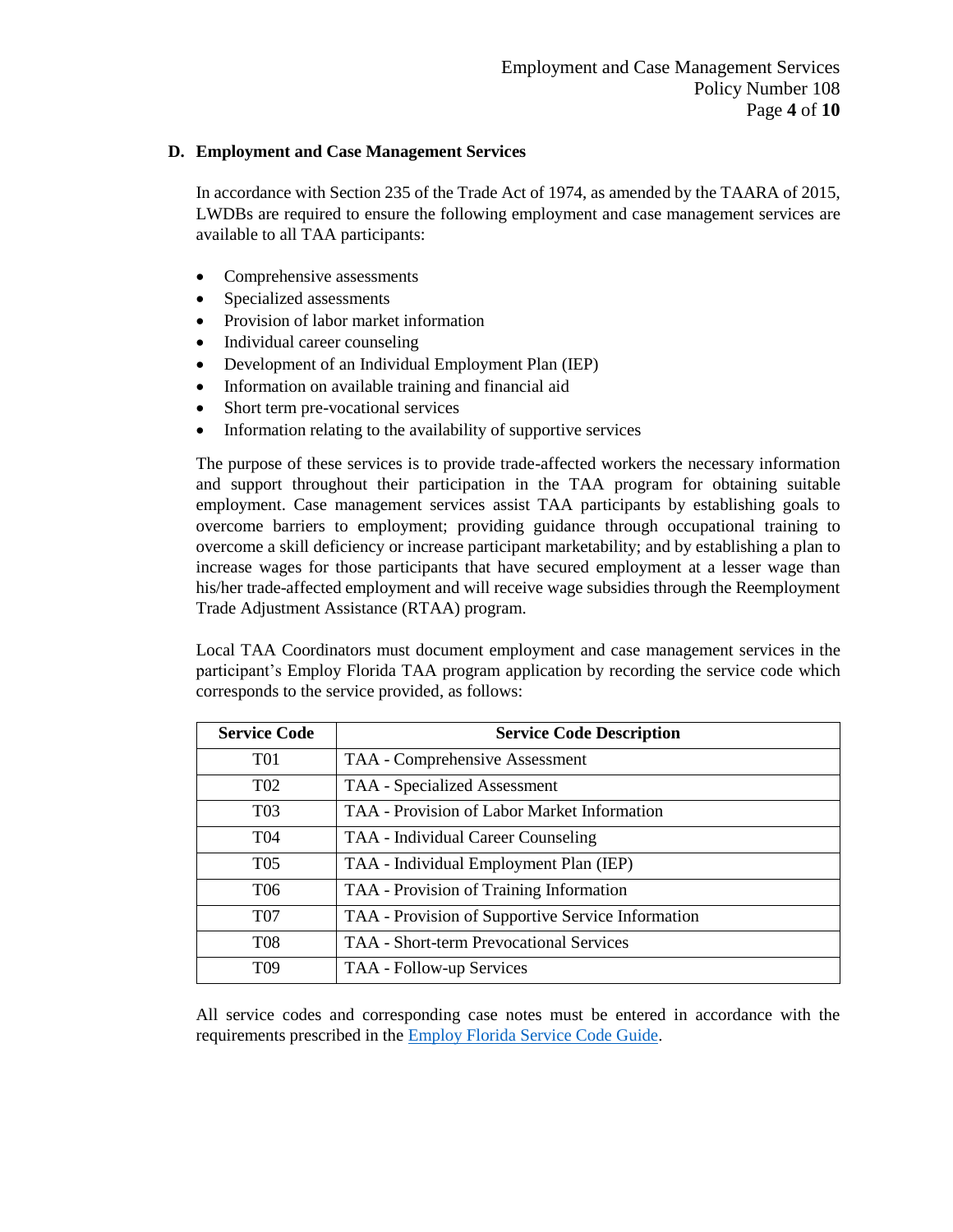### D. Employment and Case Management Services

In accordance with Section 235 of the Trade Act of 1974, as amended by the TAARA of 2015, LWDBs are required to ensure the following employment and case management services are available to all TAA participants:

- Comprehensive assessments
- Specialized assessments
- Provision of labor market information
- Individual career counseling
- Development of an Individual Employment Plan (IEP)
- Information on available training and financial aid
- Short term pre-vocational services
- Information relating to the availability of supportive services

The purpose of these services is to provide trade-affected workers the necessary information and support throughout their participation in the TAA program for obtaining suitable employment. Case management services assist TAA participants by establishing goals to overcome barriers to employment; providing guidance through occupational training to overcome a skill deficiency or increase participant marketability; and by establishing a plan to increase wages for those participants that have secured employment at a lesser wage than his/her trade-affected employment and will receive wage subsidies through the Reemployment Trade Adjustment Assistance (RTAA) program.

Local TAA Coordinators must document employment and case management services in the participant's Employ Florida TAA program application by recording the service code which corresponds to the service provided, as follows:

| Service Code | Service Code Description |
|---|---|
| T01 | TAA - Comprehensive Assessment |
| T02 | TAA - Specialized Assessment |
| T03 | TAA - Provision of Labor Market Information |
| T04 | TAA - Individual Career Counseling |
| T05 | TAA - Individual Employment Plan (IEP) |
| T06 | TAA - Provision of Training Information |
| T07 | TAA - Provision of Supportive Service Information |
| T08 | TAA - Short-term Prevocational Services |
| T09 | TAA - Follow-up Services |

All service codes and corresponding case notes must be entered in accordance with the requirements prescribed in the Employ Florida Service Code Guide.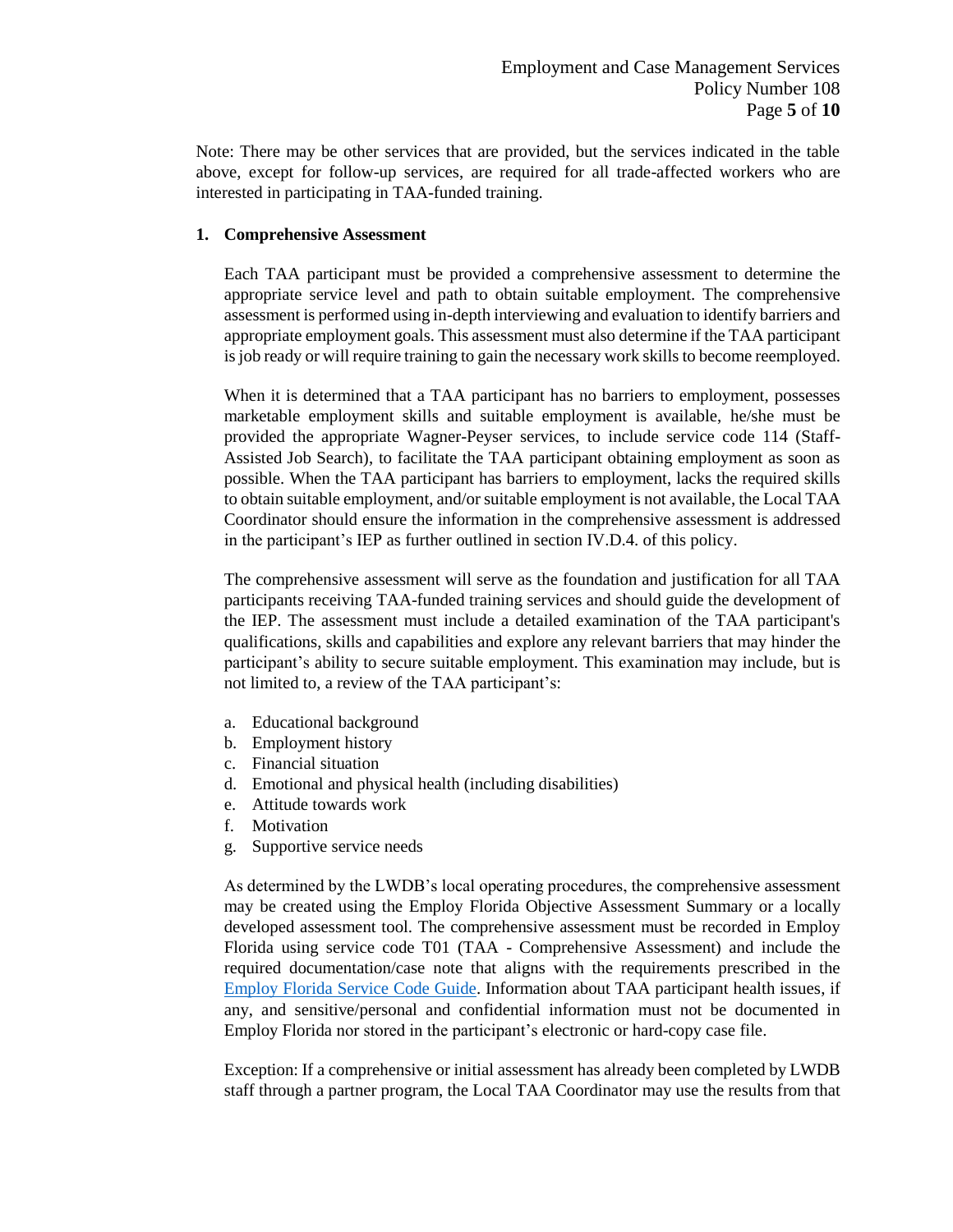Note: There may be other services that are provided, but the services indicated in the table above, except for follow-up services, are required for all trade-affected workers who are interested in participating in TAA-funded training.

**1. Comprehensive Assessment**

Each TAA participant must be provided a comprehensive assessment to determine the appropriate service level and path to obtain suitable employment. The comprehensive assessment is performed using in-depth interviewing and evaluation to identify barriers and appropriate employment goals. This assessment must also determine if the TAA participant is job ready or will require training to gain the necessary work skills to become reemployed.

When it is determined that a TAA participant has no barriers to employment, possesses marketable employment skills and suitable employment is available, he/she must be provided the appropriate Wagner-Peyser services, to include service code 114 (Staff-Assisted Job Search), to facilitate the TAA participant obtaining employment as soon as possible. When the TAA participant has barriers to employment, lacks the required skills to obtain suitable employment, and/or suitable employment is not available, the Local TAA Coordinator should ensure the information in the comprehensive assessment is addressed in the participant's IEP as further outlined in section IV.D.4. of this policy.

The comprehensive assessment will serve as the foundation and justification for all TAA participants receiving TAA-funded training services and should guide the development of the IEP. The assessment must include a detailed examination of the TAA participant's qualifications, skills and capabilities and explore any relevant barriers that may hinder the participant's ability to secure suitable employment. This examination may include, but is not limited to, a review of the TAA participant's:

a. Educational background
b. Employment history
c. Financial situation
d. Emotional and physical health (including disabilities)
e. Attitude towards work
f. Motivation
g. Supportive service needs

As determined by the LWDB's local operating procedures, the comprehensive assessment may be created using the Employ Florida Objective Assessment Summary or a locally developed assessment tool. The comprehensive assessment must be recorded in Employ Florida using service code T01 (TAA - Comprehensive Assessment) and include the required documentation/case note that aligns with the requirements prescribed in the Employ Florida Service Code Guide. Information about TAA participant health issues, if any, and sensitive/personal and confidential information must not be documented in Employ Florida nor stored in the participant's electronic or hard-copy case file.

Exception: If a comprehensive or initial assessment has already been completed by LWDB staff through a partner program, the Local TAA Coordinator may use the results from that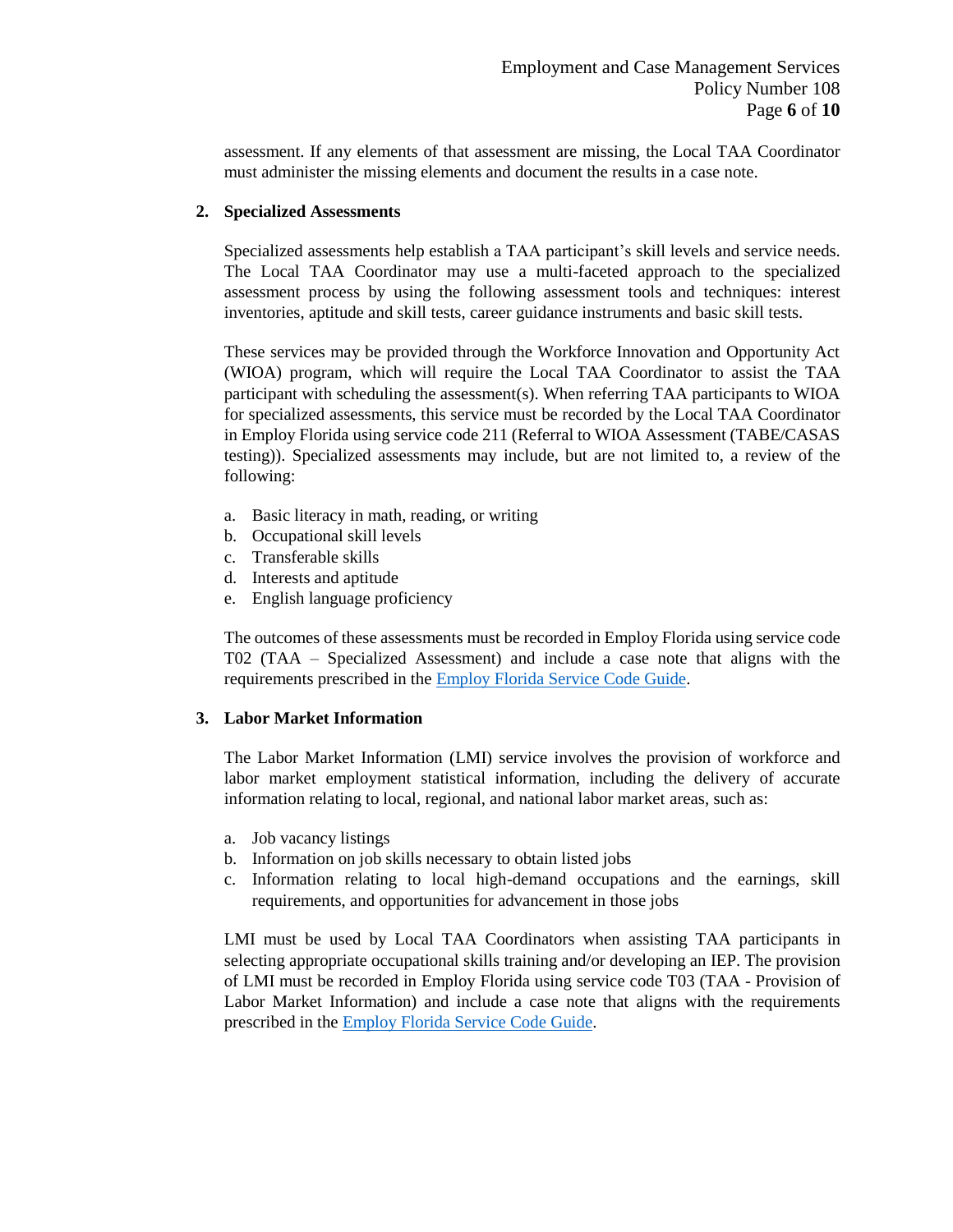assessment. If any elements of that assessment are missing, the Local TAA Coordinator must administer the missing elements and document the results in a case note.

**2. Specialized Assessments**

Specialized assessments help establish a TAA participant's skill levels and service needs. The Local TAA Coordinator may use a multi-faceted approach to the specialized assessment process by using the following assessment tools and techniques: interest inventories, aptitude and skill tests, career guidance instruments and basic skill tests.

These services may be provided through the Workforce Innovation and Opportunity Act (WIOA) program, which will require the Local TAA Coordinator to assist the TAA participant with scheduling the assessment(s). When referring TAA participants to WIOA for specialized assessments, this service must be recorded by the Local TAA Coordinator in Employ Florida using service code 211 (Referral to WIOA Assessment (TABE/CASAS testing)). Specialized assessments may include, but are not limited to, a review of the following:

a. Basic literacy in math, reading, or writing
b. Occupational skill levels
c. Transferable skills
d. Interests and aptitude
e. English language proficiency

The outcomes of these assessments must be recorded in Employ Florida using service code T02 (TAA – Specialized Assessment) and include a case note that aligns with the requirements prescribed in the Employ Florida Service Code Guide.

**3. Labor Market Information**

The Labor Market Information (LMI) service involves the provision of workforce and labor market employment statistical information, including the delivery of accurate information relating to local, regional, and national labor market areas, such as:

a. Job vacancy listings
b. Information on job skills necessary to obtain listed jobs
c. Information relating to local high-demand occupations and the earnings, skill requirements, and opportunities for advancement in those jobs

LMI must be used by Local TAA Coordinators when assisting TAA participants in selecting appropriate occupational skills training and/or developing an IEP. The provision of LMI must be recorded in Employ Florida using service code T03 (TAA - Provision of Labor Market Information) and include a case note that aligns with the requirements prescribed in the Employ Florida Service Code Guide.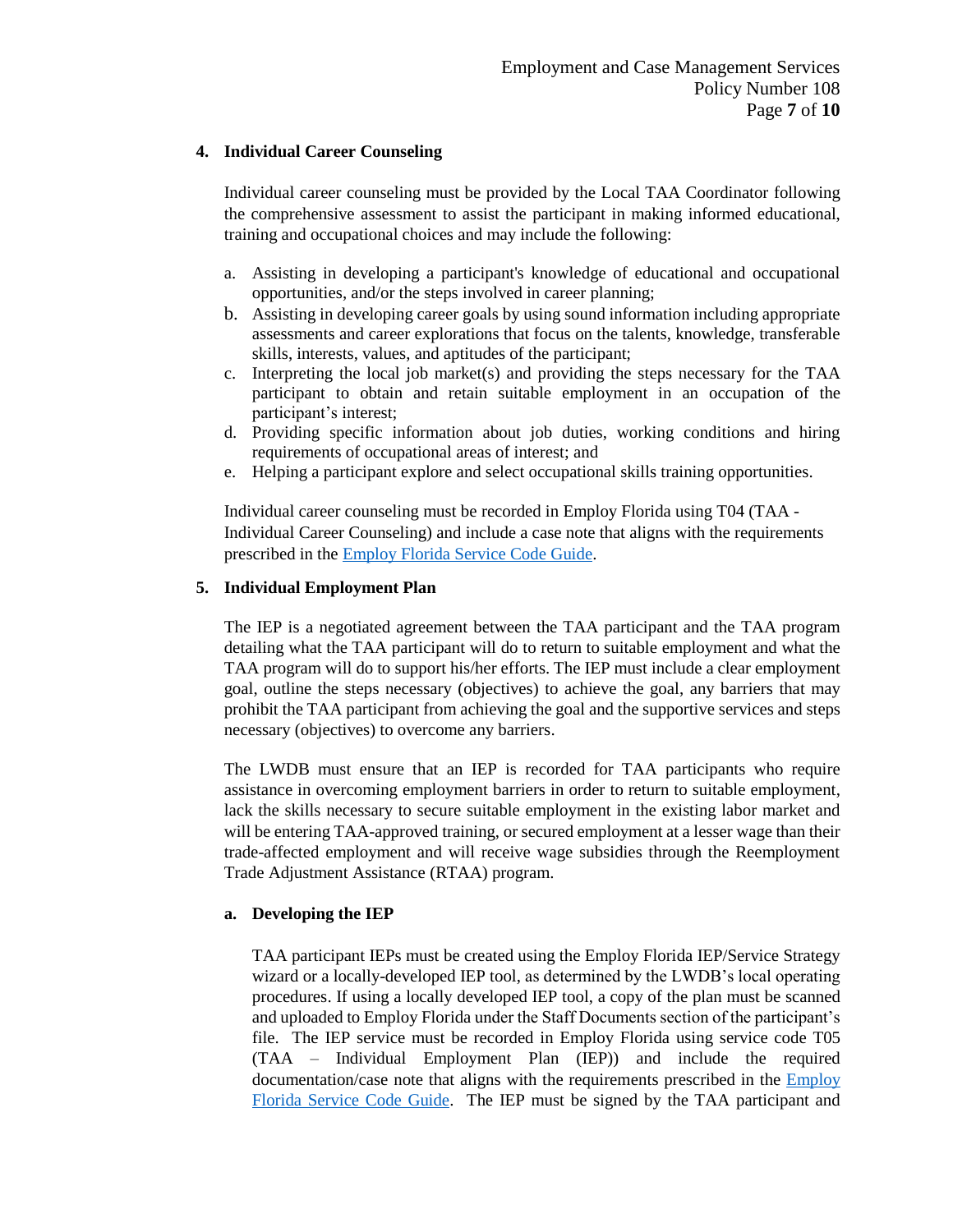### 4. Individual Career Counseling

Individual career counseling must be provided by the Local TAA Coordinator following the comprehensive assessment to assist the participant in making informed educational, training and occupational choices and may include the following:

a. Assisting in developing a participant's knowledge of educational and occupational opportunities, and/or the steps involved in career planning;
b. Assisting in developing career goals by using sound information including appropriate assessments and career explorations that focus on the talents, knowledge, transferable skills, interests, values, and aptitudes of the participant;
c. Interpreting the local job market(s) and providing the steps necessary for the TAA participant to obtain and retain suitable employment in an occupation of the participant's interest;
d. Providing specific information about job duties, working conditions and hiring requirements of occupational areas of interest; and
e. Helping a participant explore and select occupational skills training opportunities.

Individual career counseling must be recorded in Employ Florida using T04 (TAA - Individual Career Counseling) and include a case note that aligns with the requirements prescribed in the Employ Florida Service Code Guide.

### 5. Individual Employment Plan

The IEP is a negotiated agreement between the TAA participant and the TAA program detailing what the TAA participant will do to return to suitable employment and what the TAA program will do to support his/her efforts. The IEP must include a clear employment goal, outline the steps necessary (objectives) to achieve the goal, any barriers that may prohibit the TAA participant from achieving the goal and the supportive services and steps necessary (objectives) to overcome any barriers.

The LWDB must ensure that an IEP is recorded for TAA participants who require assistance in overcoming employment barriers in order to return to suitable employment, lack the skills necessary to secure suitable employment in the existing labor market and will be entering TAA-approved training, or secured employment at a lesser wage than their trade-affected employment and will receive wage subsidies through the Reemployment Trade Adjustment Assistance (RTAA) program.

#### a. Developing the IEP

TAA participant IEPs must be created using the Employ Florida IEP/Service Strategy wizard or a locally-developed IEP tool, as determined by the LWDB's local operating procedures. If using a locally developed IEP tool, a copy of the plan must be scanned and uploaded to Employ Florida under the Staff Documents section of the participant's file. The IEP service must be recorded in Employ Florida using service code T05 (TAA – Individual Employment Plan (IEP)) and include the required documentation/case note that aligns with the requirements prescribed in the Employ Florida Service Code Guide. The IEP must be signed by the TAA participant and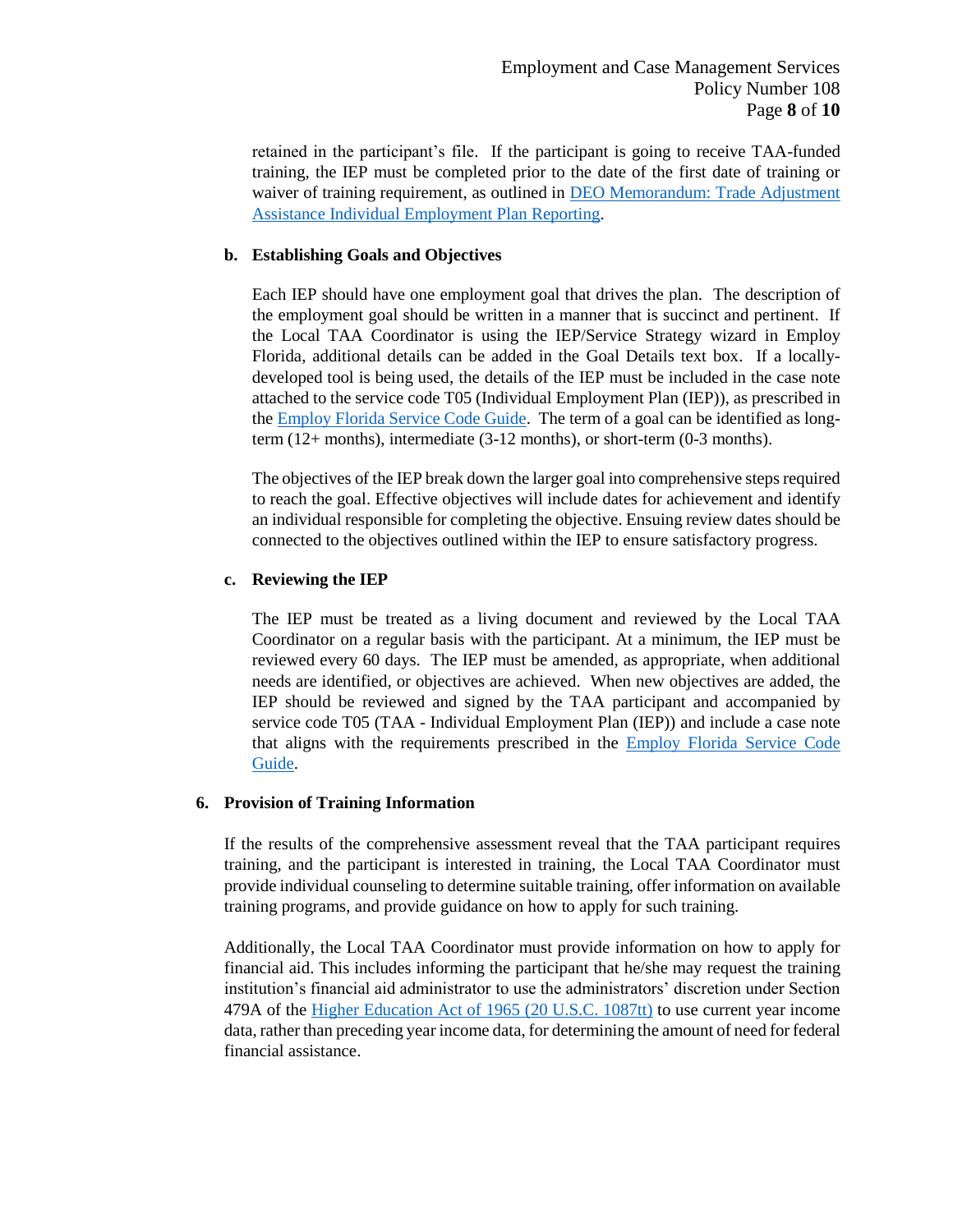retained in the participant's file. If the participant is going to receive TAA-funded training, the IEP must be completed prior to the date of the first date of training or waiver of training requirement, as outlined in DEO Memorandum: Trade Adjustment Assistance Individual Employment Plan Reporting.

**b. Establishing Goals and Objectives**

Each IEP should have one employment goal that drives the plan. The description of the employment goal should be written in a manner that is succinct and pertinent. If the Local TAA Coordinator is using the IEP/Service Strategy wizard in Employ Florida, additional details can be added in the Goal Details text box. If a locally-developed tool is being used, the details of the IEP must be included in the case note attached to the service code T05 (Individual Employment Plan (IEP)), as prescribed in the Employ Florida Service Code Guide. The term of a goal can be identified as long-term (12+ months), intermediate (3-12 months), or short-term (0-3 months).

The objectives of the IEP break down the larger goal into comprehensive steps required to reach the goal. Effective objectives will include dates for achievement and identify an individual responsible for completing the objective. Ensuing review dates should be connected to the objectives outlined within the IEP to ensure satisfactory progress.

**c. Reviewing the IEP**

The IEP must be treated as a living document and reviewed by the Local TAA Coordinator on a regular basis with the participant. At a minimum, the IEP must be reviewed every 60 days. The IEP must be amended, as appropriate, when additional needs are identified, or objectives are achieved. When new objectives are added, the IEP should be reviewed and signed by the TAA participant and accompanied by service code T05 (TAA - Individual Employment Plan (IEP)) and include a case note that aligns with the requirements prescribed in the Employ Florida Service Code Guide.

**6. Provision of Training Information**

If the results of the comprehensive assessment reveal that the TAA participant requires training, and the participant is interested in training, the Local TAA Coordinator must provide individual counseling to determine suitable training, offer information on available training programs, and provide guidance on how to apply for such training.

Additionally, the Local TAA Coordinator must provide information on how to apply for financial aid. This includes informing the participant that he/she may request the training institution's financial aid administrator to use the administrators' discretion under Section 479A of the Higher Education Act of 1965 (20 U.S.C. 1087tt) to use current year income data, rather than preceding year income data, for determining the amount of need for federal financial assistance.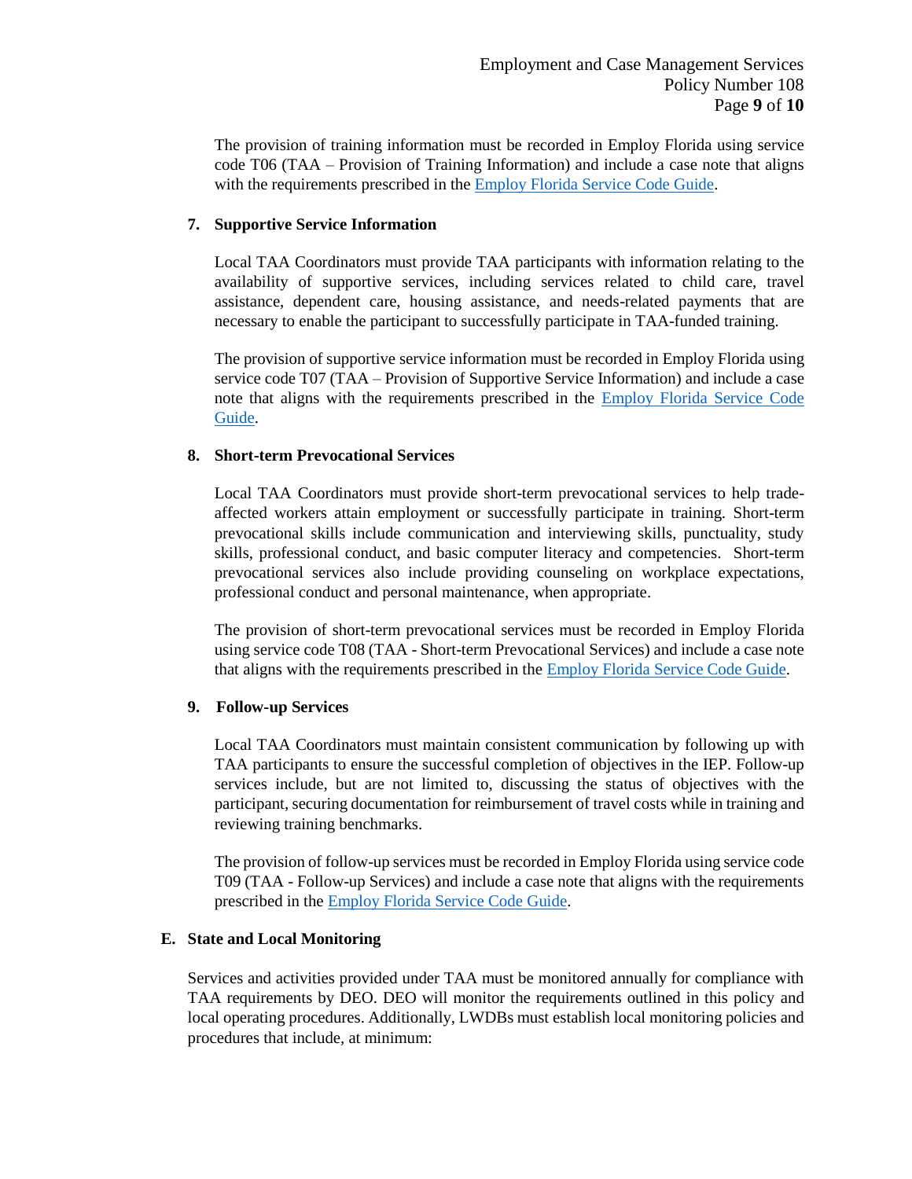The provision of training information must be recorded in Employ Florida using service code T06 (TAA – Provision of Training Information) and include a case note that aligns with the requirements prescribed in the [Employ Florida Service Code Guide](#).

**7. Supportive Service Information**

Local TAA Coordinators must provide TAA participants with information relating to the availability of supportive services, including services related to child care, travel assistance, dependent care, housing assistance, and needs-related payments that are necessary to enable the participant to successfully participate in TAA-funded training.

The provision of supportive service information must be recorded in Employ Florida using service code T07 (TAA – Provision of Supportive Service Information) and include a case note that aligns with the requirements prescribed in the [Employ Florida Service Code Guide](#).

**8. Short-term Prevocational Services**

Local TAA Coordinators must provide short-term prevocational services to help trade-affected workers attain employment or successfully participate in training. Short-term prevocational skills include communication and interviewing skills, punctuality, study skills, professional conduct, and basic computer literacy and competencies. Short-term prevocational services also include providing counseling on workplace expectations, professional conduct and personal maintenance, when appropriate.

The provision of short-term prevocational services must be recorded in Employ Florida using service code T08 (TAA - Short-term Prevocational Services) and include a case note that aligns with the requirements prescribed in the [Employ Florida Service Code Guide](#).

**9. Follow-up Services**

Local TAA Coordinators must maintain consistent communication by following up with TAA participants to ensure the successful completion of objectives in the IEP. Follow-up services include, but are not limited to, discussing the status of objectives with the participant, securing documentation for reimbursement of travel costs while in training and reviewing training benchmarks.

The provision of follow-up services must be recorded in Employ Florida using service code T09 (TAA - Follow-up Services) and include a case note that aligns with the requirements prescribed in the [Employ Florida Service Code Guide](#).

**E. State and Local Monitoring**

Services and activities provided under TAA must be monitored annually for compliance with TAA requirements by DEO. DEO will monitor the requirements outlined in this policy and local operating procedures. Additionally, LWDBs must establish local monitoring policies and procedures that include, at minimum: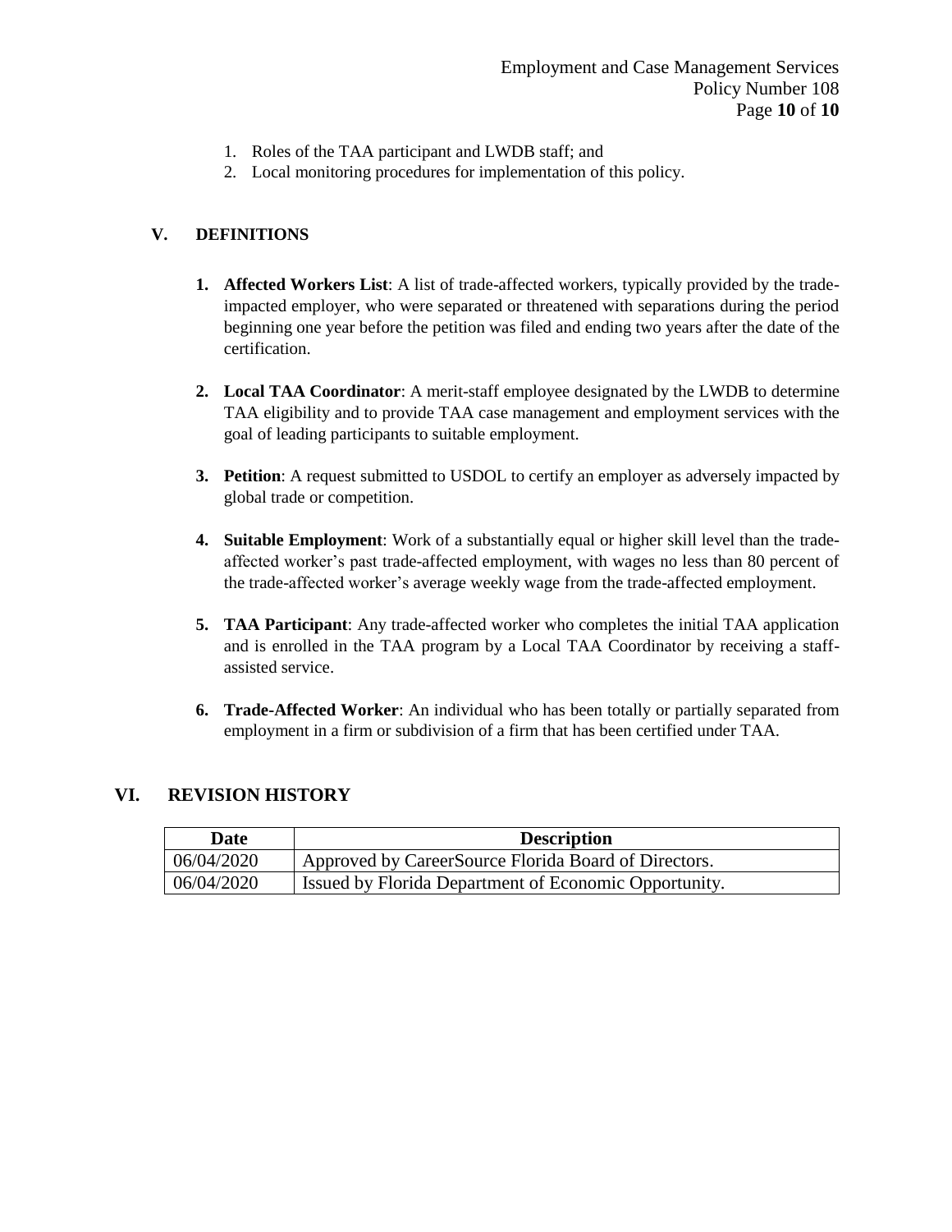1. Roles of the TAA participant and LWDB staff; and
2. Local monitoring procedures for implementation of this policy.

## V. DEFINITIONS

1. **Affected Workers List**: A list of trade-affected workers, typically provided by the trade-impacted employer, who were separated or threatened with separations during the period beginning one year before the petition was filed and ending two years after the date of the certification.

2. **Local TAA Coordinator**: A merit-staff employee designated by the LWDB to determine TAA eligibility and to provide TAA case management and employment services with the goal of leading participants to suitable employment.

3. **Petition**: A request submitted to USDOL to certify an employer as adversely impacted by global trade or competition.

4. **Suitable Employment**: Work of a substantially equal or higher skill level than the trade-affected worker's past trade-affected employment, with wages no less than 80 percent of the trade-affected worker's average weekly wage from the trade-affected employment.

5. **TAA Participant**: Any trade-affected worker who completes the initial TAA application and is enrolled in the TAA program by a Local TAA Coordinator by receiving a staff-assisted service.

6. **Trade-Affected Worker**: An individual who has been totally or partially separated from employment in a firm or subdivision of a firm that has been certified under TAA.

## VI. REVISION HISTORY

| Date | Description |
| --- | --- |
| 06/04/2020 | Approved by CareerSource Florida Board of Directors. |
| 06/04/2020 | Issued by Florida Department of Economic Opportunity. |